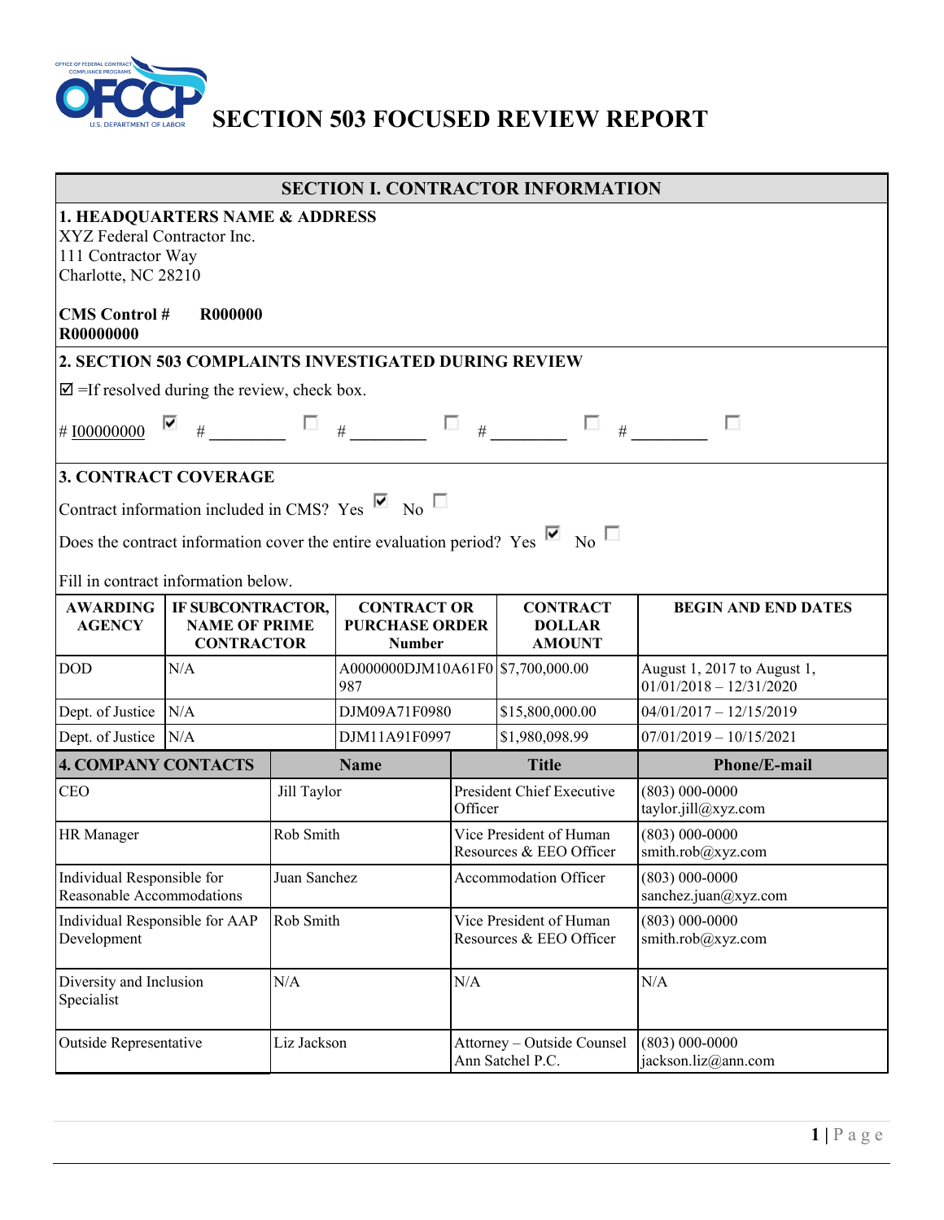# SECTION 503 FOCUSED REVIEW REPORT

## SECTION I. CONTRACTOR INFORMATION

**1. HEADQUARTERS NAME & ADDRESS**

XYZ Federal Contractor Inc.
111 Contractor Way
Charlotte, NC 28210

**CMS Control # R000000 R00000000**

**2. SECTION 503 COMPLAINTS INVESTIGATED DURING REVIEW**

☑ =If resolved during the review, check box.

# I00000000 ☑ # ________ ☐ # ________ ☐ # ________ ☐ # ________ ☐

**3. CONTRACT COVERAGE**

Contract information included in CMS? Yes ☑ No ☐

Does the contract information cover the entire evaluation period? Yes ☑ No ☐

Fill in contract information below.

| AWARDING AGENCY | IF SUBCONTRACTOR, NAME OF PRIME CONTRACTOR | CONTRACT OR PURCHASE ORDER Number | CONTRACT DOLLAR AMOUNT | BEGIN AND END DATES |
|---|---|---|---|---|
| DOD | N/A | A0000000DJM10A61F0987 | $7,700,000.00 | August 1, 2017 to August 1, 01/01/2018 – 12/31/2020 |
| Dept. of Justice | N/A | DJM09A71F0980 | $15,800,000.00 | 04/01/2017 – 12/15/2019 |
| Dept. of Justice | N/A | DJM11A91F0997 | $1,980,098.99 | 07/01/2019 – 10/15/2021 |

| 4. COMPANY CONTACTS | Name | Title | Phone/E-mail |
|---|---|---|---|
| CEO | Jill Taylor | President Chief Executive Officer | (803) 000-0000 taylor.jill@xyz.com |
| HR Manager | Rob Smith | Vice President of Human Resources & EEO Officer | (803) 000-0000 smith.rob@xyz.com |
| Individual Responsible for Reasonable Accommodations | Juan Sanchez | Accommodation Officer | (803) 000-0000 sanchez.juan@xyz.com |
| Individual Responsible for AAP Development | Rob Smith | Vice President of Human Resources & EEO Officer | (803) 000-0000 smith.rob@xyz.com |
| Diversity and Inclusion Specialist | N/A | N/A | N/A |
| Outside Representative | Liz Jackson | Attorney – Outside Counsel Ann Satchel P.C. | (803) 000-0000 jackson.liz@ann.com |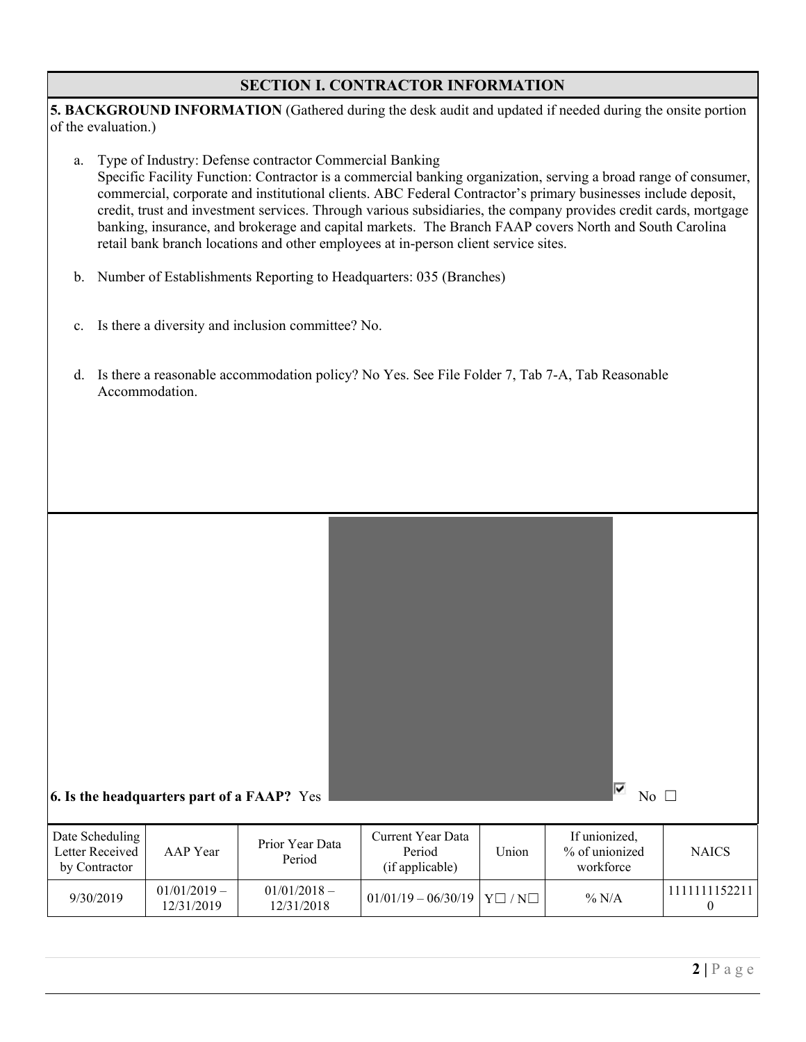## SECTION I. CONTRACTOR INFORMATION

**5. BACKGROUND INFORMATION** (Gathered during the desk audit and updated if needed during the onsite portion of the evaluation.)

a. Type of Industry: Defense contractor Commercial Banking
   Specific Facility Function: Contractor is a commercial banking organization, serving a broad range of consumer, commercial, corporate and institutional clients. ABC Federal Contractor's primary businesses include deposit, credit, trust and investment services. Through various subsidiaries, the company provides credit cards, mortgage banking, insurance, and brokerage and capital markets. The Branch FAAP covers North and South Carolina retail bank branch locations and other employees at in-person client service sites.

b. Number of Establishments Reporting to Headquarters: 035 (Branches)

c. Is there a diversity and inclusion committee? No.

d. Is there a reasonable accommodation policy? No Yes. See File Folder 7, Tab 7-A, Tab Reasonable Accommodation.

**6. Is the headquarters part of a FAAP?** Yes ☑ No ☐

| Date Scheduling Letter Received by Contractor | AAP Year | Prior Year Data Period | Current Year Data Period (if applicable) | Union | If unionized, % of unionized workforce | NAICS |
|---|---|---|---|---|---|---|
| 9/30/2019 | 01/01/2019 – 12/31/2019 | 01/01/2018 – 12/31/2018 | 01/01/19 – 06/30/19 | Y☐ / N☐ | % N/A | 11111111522110 |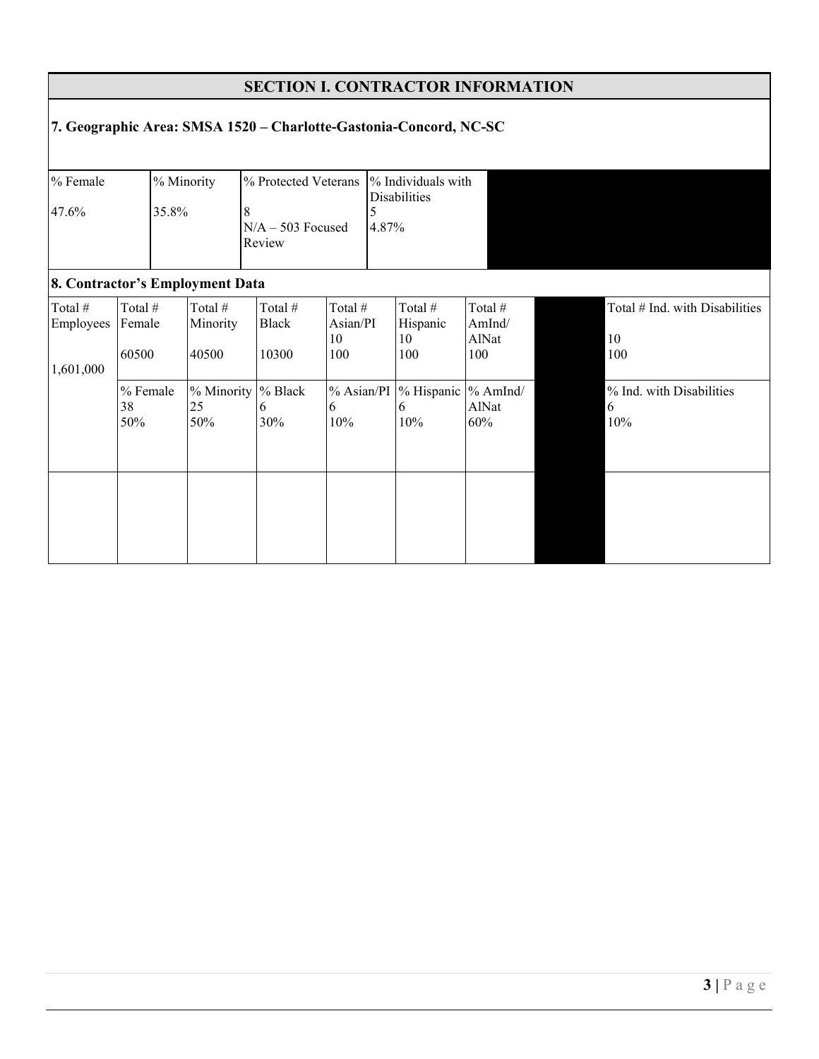## SECTION I. CONTRACTOR INFORMATION

### 7. Geographic Area: SMSA 1520 – Charlotte-Gastonia-Concord, NC-SC

| % Female | % Minority | % Protected Veterans | % Individuals with Disabilities | |
|---|---|---|---|---|
| 47.6% | 35.8% | 8<br>N/A – 503 Focused Review | 5<br>4.87% | |

### 8. Contractor's Employment Data

| Total # Employees | Total # Female | Total # Minority | Total # Black | Total # Asian/PI | Total # Hispanic | Total # AmInd/ AlNat | | Total # Ind. with Disabilities |
|---|---|---|---|---|---|---|---|---|
| 1,601,000 | 60500 | 40500 | 10300 | 10<br>100 | 10<br>100 | 100 | | 10<br>100 |
| | % Female<br>38<br>50% | % Minority<br>25<br>50% | % Black<br>6<br>30% | % Asian/PI<br>6<br>10% | % Hispanic<br>6<br>10% | % AmInd/ AlNat<br>60% | | % Ind. with Disabilities<br>6<br>10% |
| | | | | | | | | |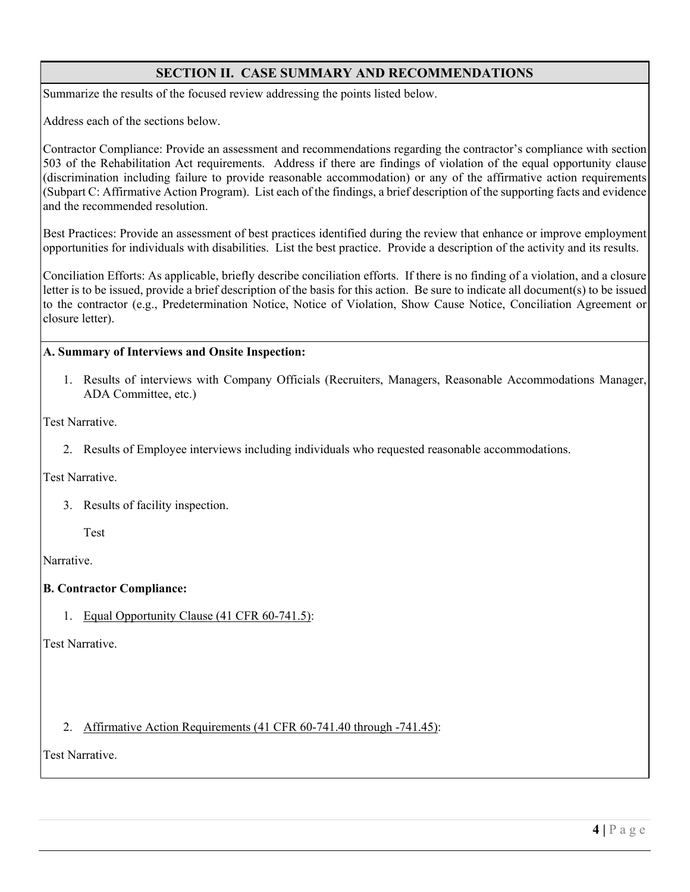## SECTION II. CASE SUMMARY AND RECOMMENDATIONS

Summarize the results of the focused review addressing the points listed below.

Address each of the sections below.

Contractor Compliance: Provide an assessment and recommendations regarding the contractor's compliance with section 503 of the Rehabilitation Act requirements. Address if there are findings of violation of the equal opportunity clause (discrimination including failure to provide reasonable accommodation) or any of the affirmative action requirements (Subpart C: Affirmative Action Program). List each of the findings, a brief description of the supporting facts and evidence and the recommended resolution.

Best Practices: Provide an assessment of best practices identified during the review that enhance or improve employment opportunities for individuals with disabilities. List the best practice. Provide a description of the activity and its results.

Conciliation Efforts: As applicable, briefly describe conciliation efforts. If there is no finding of a violation, and a closure letter is to be issued, provide a brief description of the basis for this action. Be sure to indicate all document(s) to be issued to the contractor (e.g., Predetermination Notice, Notice of Violation, Show Cause Notice, Conciliation Agreement or closure letter).

**A. Summary of Interviews and Onsite Inspection:**

1. Results of interviews with Company Officials (Recruiters, Managers, Reasonable Accommodations Manager, ADA Committee, etc.)

Test Narrative.

2. Results of Employee interviews including individuals who requested reasonable accommodations.

Test Narrative.

3. Results of facility inspection.

Test

Narrative.

**B. Contractor Compliance:**

1. Equal Opportunity Clause (41 CFR 60-741.5):

Test Narrative.

2. Affirmative Action Requirements (41 CFR 60-741.40 through -741.45):

Test Narrative.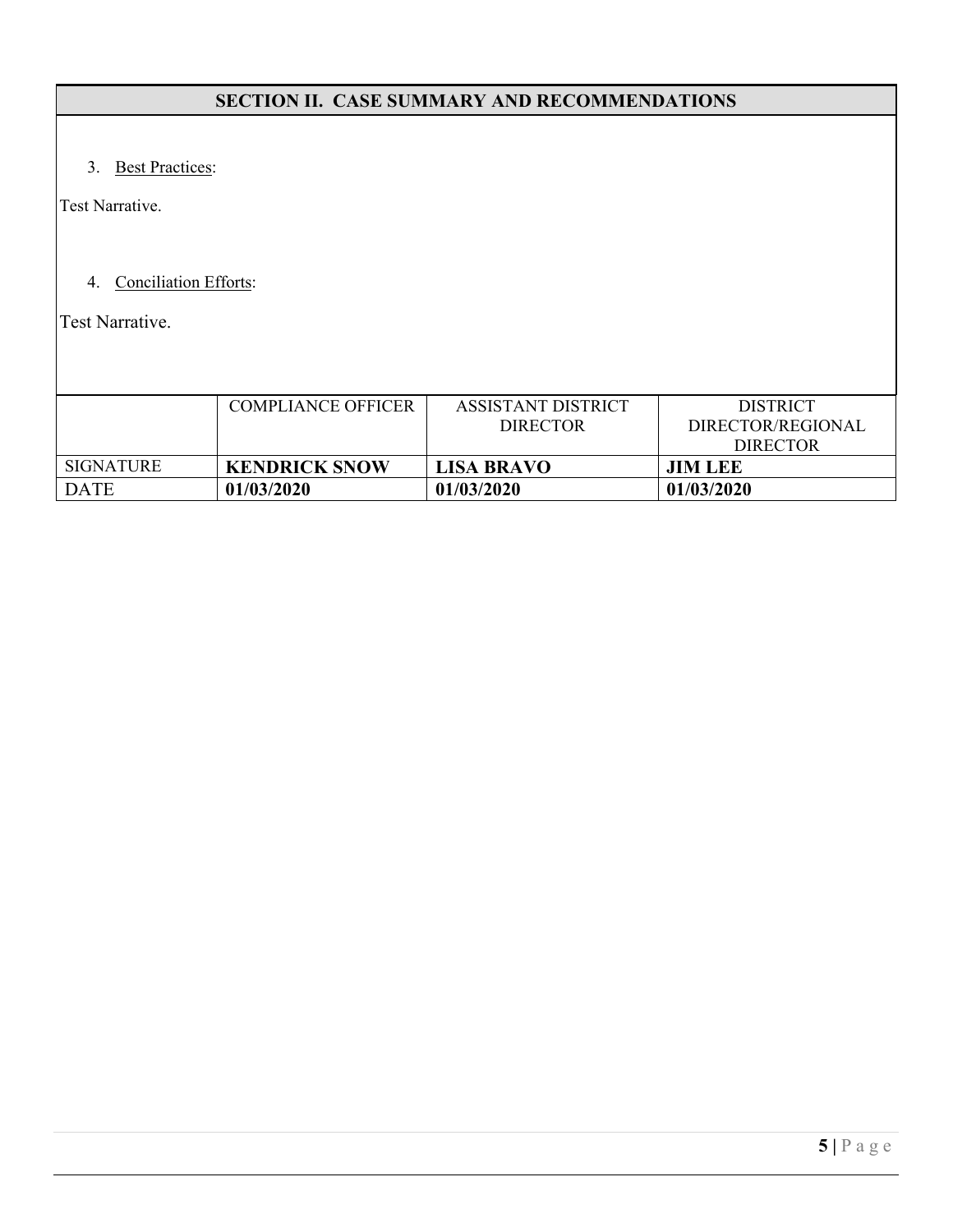## SECTION II. CASE SUMMARY AND RECOMMENDATIONS

3. <u>Best Practices</u>:

Test Narrative.

4. <u>Conciliation Efforts</u>:

Test Narrative.

| | COMPLIANCE OFFICER | ASSISTANT DISTRICT DIRECTOR | DISTRICT DIRECTOR/REGIONAL DIRECTOR |
|---|---|---|---|
| SIGNATURE | **KENDRICK SNOW** | **LISA BRAVO** | **JIM LEE** |
| DATE | **01/03/2020** | **01/03/2020** | **01/03/2020** |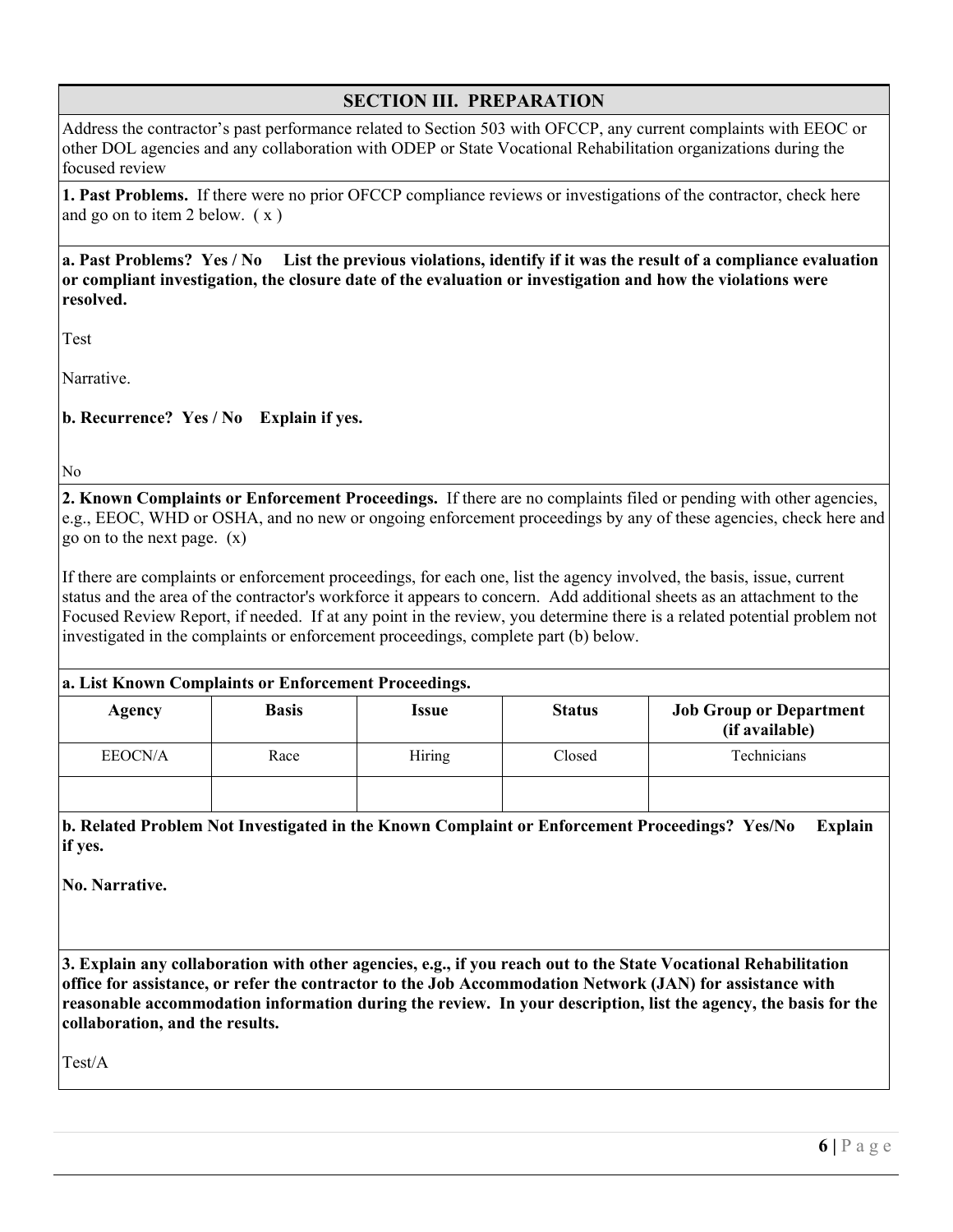## SECTION III. PREPARATION

Address the contractor's past performance related to Section 503 with OFCCP, any current complaints with EEOC or other DOL agencies and any collaboration with ODEP or State Vocational Rehabilitation organizations during the focused review

**1. Past Problems.** If there were no prior OFCCP compliance reviews or investigations of the contractor, check here and go on to item 2 below. ( x )

**a. Past Problems? Yes / No List the previous violations, identify if it was the result of a compliance evaluation or compliant investigation, the closure date of the evaluation or investigation and how the violations were resolved.**

Test

Narrative.

**b. Recurrence? Yes / No Explain if yes.**

No

**2. Known Complaints or Enforcement Proceedings.** If there are no complaints filed or pending with other agencies, e.g., EEOC, WHD or OSHA, and no new or ongoing enforcement proceedings by any of these agencies, check here and go on to the next page. (x)

If there are complaints or enforcement proceedings, for each one, list the agency involved, the basis, issue, current status and the area of the contractor's workforce it appears to concern. Add additional sheets as an attachment to the Focused Review Report, if needed. If at any point in the review, you determine there is a related potential problem not investigated in the complaints or enforcement proceedings, complete part (b) below.

**a. List Known Complaints or Enforcement Proceedings.**

| Agency | Basis | Issue | Status | Job Group or Department (if available) |
|---|---|---|---|---|
| EEOCN/A | Race | Hiring | Closed | Technicians |
| | | | | |

**b. Related Problem Not Investigated in the Known Complaint or Enforcement Proceedings? Yes/No Explain if yes.**

**No. Narrative.**

**3. Explain any collaboration with other agencies, e.g., if you reach out to the State Vocational Rehabilitation office for assistance, or refer the contractor to the Job Accommodation Network (JAN) for assistance with reasonable accommodation information during the review. In your description, list the agency, the basis for the collaboration, and the results.**

Test/A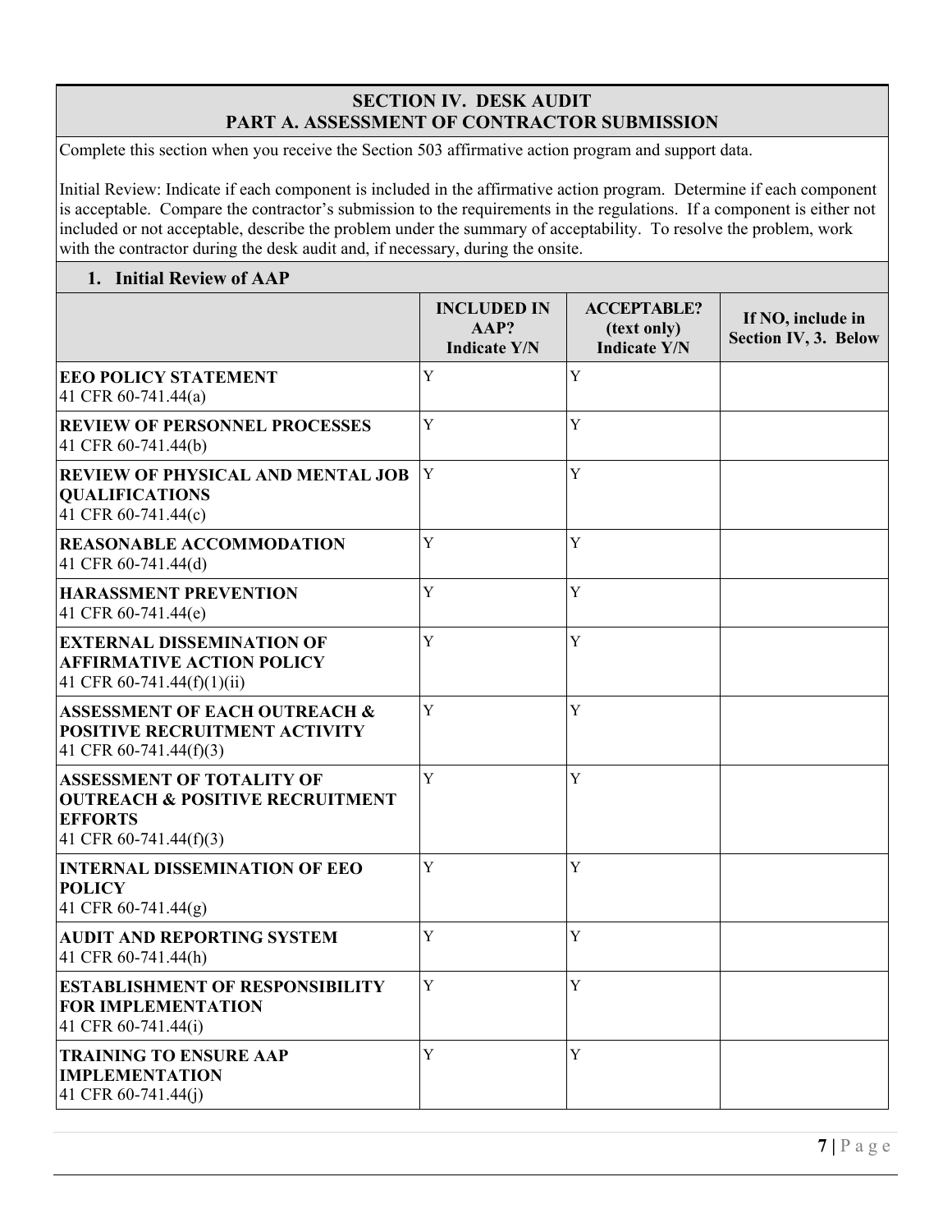## SECTION IV. DESK AUDIT
## PART A. ASSESSMENT OF CONTRACTOR SUBMISSION

Complete this section when you receive the Section 503 affirmative action program and support data.

Initial Review: Indicate if each component is included in the affirmative action program. Determine if each component is acceptable. Compare the contractor's submission to the requirements in the regulations. If a component is either not included or not acceptable, describe the problem under the summary of acceptability. To resolve the problem, work with the contractor during the desk audit and, if necessary, during the onsite.

### 1. Initial Review of AAP

| | INCLUDED IN AAP? Indicate Y/N | ACCEPTABLE? (text only) Indicate Y/N | If NO, include in Section IV, 3. Below |
|---|---|---|---|
| **EEO POLICY STATEMENT** 41 CFR 60-741.44(a) | Y | Y | |
| **REVIEW OF PERSONNEL PROCESSES** 41 CFR 60-741.44(b) | Y | Y | |
| **REVIEW OF PHYSICAL AND MENTAL JOB QUALIFICATIONS** 41 CFR 60-741.44(c) | Y | Y | |
| **REASONABLE ACCOMMODATION** 41 CFR 60-741.44(d) | Y | Y | |
| **HARASSMENT PREVENTION** 41 CFR 60-741.44(e) | Y | Y | |
| **EXTERNAL DISSEMINATION OF AFFIRMATIVE ACTION POLICY** 41 CFR 60-741.44(f)(1)(ii) | Y | Y | |
| **ASSESSMENT OF EACH OUTREACH & POSITIVE RECRUITMENT ACTIVITY** 41 CFR 60-741.44(f)(3) | Y | Y | |
| **ASSESSMENT OF TOTALITY OF OUTREACH & POSITIVE RECRUITMENT EFFORTS** 41 CFR 60-741.44(f)(3) | Y | Y | |
| **INTERNAL DISSEMINATION OF EEO POLICY** 41 CFR 60-741.44(g) | Y | Y | |
| **AUDIT AND REPORTING SYSTEM** 41 CFR 60-741.44(h) | Y | Y | |
| **ESTABLISHMENT OF RESPONSIBILITY FOR IMPLEMENTATION** 41 CFR 60-741.44(i) | Y | Y | |
| **TRAINING TO ENSURE AAP IMPLEMENTATION** 41 CFR 60-741.44(j) | Y | Y | |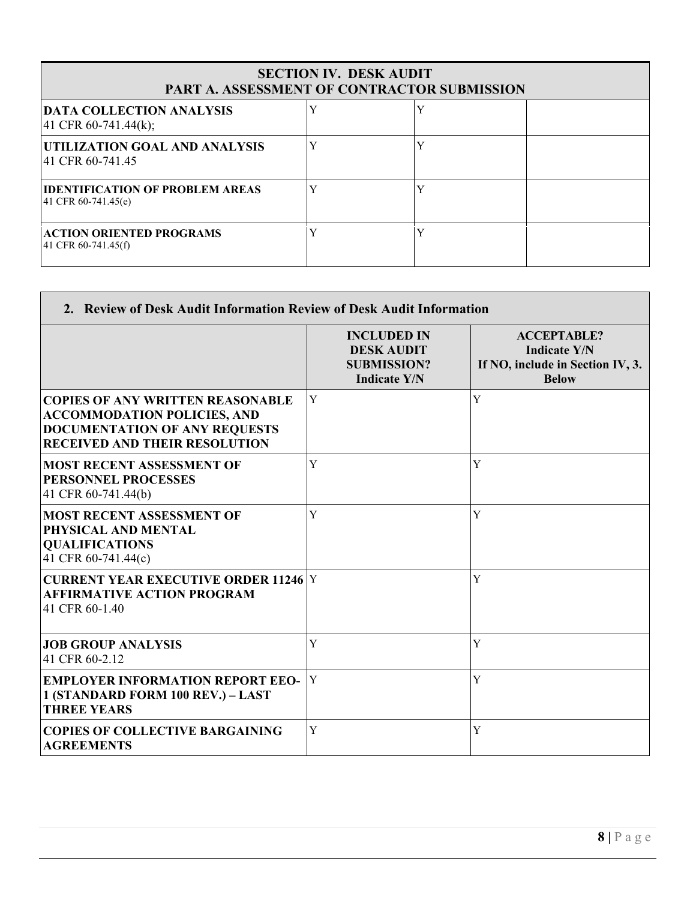| SECTION IV. DESK AUDIT<br>PART A. ASSESSMENT OF CONTRACTOR SUBMISSION | | | |
|---|---|---|---|
| **DATA COLLECTION ANALYSIS**<br>41 CFR 60-741.44(k); | Y | Y | |
| **UTILIZATION GOAL AND ANALYSIS**<br>41 CFR 60-741.45 | Y | Y | |
| **IDENTIFICATION OF PROBLEM AREAS**<br>41 CFR 60-741.45(e) | Y | Y | |
| **ACTION ORIENTED PROGRAMS**<br>41 CFR 60-741.45(f) | Y | Y | |

**2. Review of Desk Audit Information Review of Desk Audit Information**

| | INCLUDED IN DESK AUDIT SUBMISSION? Indicate Y/N | ACCEPTABLE? Indicate Y/N If NO, include in Section IV, 3. Below |
|---|---|---|
| **COPIES OF ANY WRITTEN REASONABLE ACCOMMODATION POLICIES, AND DOCUMENTATION OF ANY REQUESTS RECEIVED AND THEIR RESOLUTION** | Y | Y |
| **MOST RECENT ASSESSMENT OF PERSONNEL PROCESSES**<br>41 CFR 60-741.44(b) | Y | Y |
| **MOST RECENT ASSESSMENT OF PHYSICAL AND MENTAL QUALIFICATIONS**<br>41 CFR 60-741.44(c) | Y | Y |
| **CURRENT YEAR EXECUTIVE ORDER 11246 AFFIRMATIVE ACTION PROGRAM**<br>41 CFR 60-1.40 | Y | Y |
| **JOB GROUP ANALYSIS**<br>41 CFR 60-2.12 | Y | Y |
| **EMPLOYER INFORMATION REPORT EEO-1 (STANDARD FORM 100 REV.) – LAST THREE YEARS** | Y | Y |
| **COPIES OF COLLECTIVE BARGAINING AGREEMENTS** | Y | Y |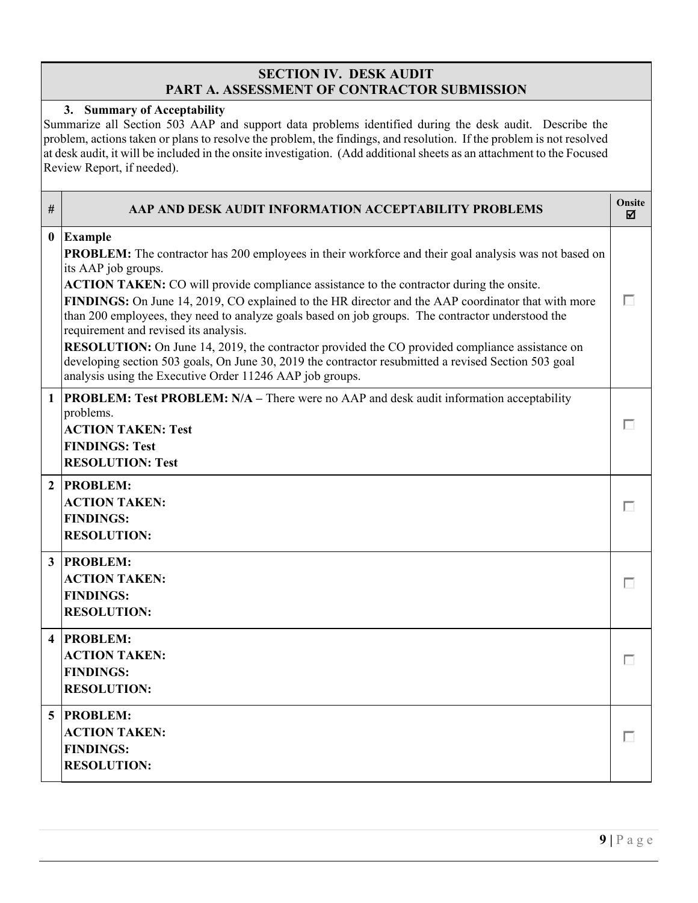## SECTION IV. DESK AUDIT
## PART A. ASSESSMENT OF CONTRACTOR SUBMISSION

**3. Summary of Acceptability**

Summarize all Section 503 AAP and support data problems identified during the desk audit. Describe the problem, actions taken or plans to resolve the problem, the findings, and resolution. If the problem is not resolved at desk audit, it will be included in the onsite investigation. (Add additional sheets as an attachment to the Focused Review Report, if needed).

| # | AAP AND DESK AUDIT INFORMATION ACCEPTABILITY PROBLEMS | Onsite ☑ |
|---|---|---|
| 0 | **Example**<br>**PROBLEM:** The contractor has 200 employees in their workforce and their goal analysis was not based on its AAP job groups.<br>**ACTION TAKEN:** CO will provide compliance assistance to the contractor during the onsite.<br>**FINDINGS:** On June 14, 2019, CO explained to the HR director and the AAP coordinator that with more than 200 employees, they need to analyze goals based on job groups. The contractor understood the requirement and revised its analysis.<br>**RESOLUTION:** On June 14, 2019, the contractor provided the CO provided compliance assistance on developing section 503 goals, On June 30, 2019 the contractor resubmitted a revised Section 503 goal analysis using the Executive Order 11246 AAP job groups. | ☐ |
| 1 | **PROBLEM: Test PROBLEM: N/A –** There were no AAP and desk audit information acceptability problems.<br>**ACTION TAKEN: Test**<br>**FINDINGS: Test**<br>**RESOLUTION: Test** | ☐ |
| 2 | **PROBLEM:**<br>**ACTION TAKEN:**<br>**FINDINGS:**<br>**RESOLUTION:** | ☐ |
| 3 | **PROBLEM:**<br>**ACTION TAKEN:**<br>**FINDINGS:**<br>**RESOLUTION:** | ☐ |
| 4 | **PROBLEM:**<br>**ACTION TAKEN:**<br>**FINDINGS:**<br>**RESOLUTION:** | ☐ |
| 5 | **PROBLEM:**<br>**ACTION TAKEN:**<br>**FINDINGS:**<br>**RESOLUTION:** | ☐ |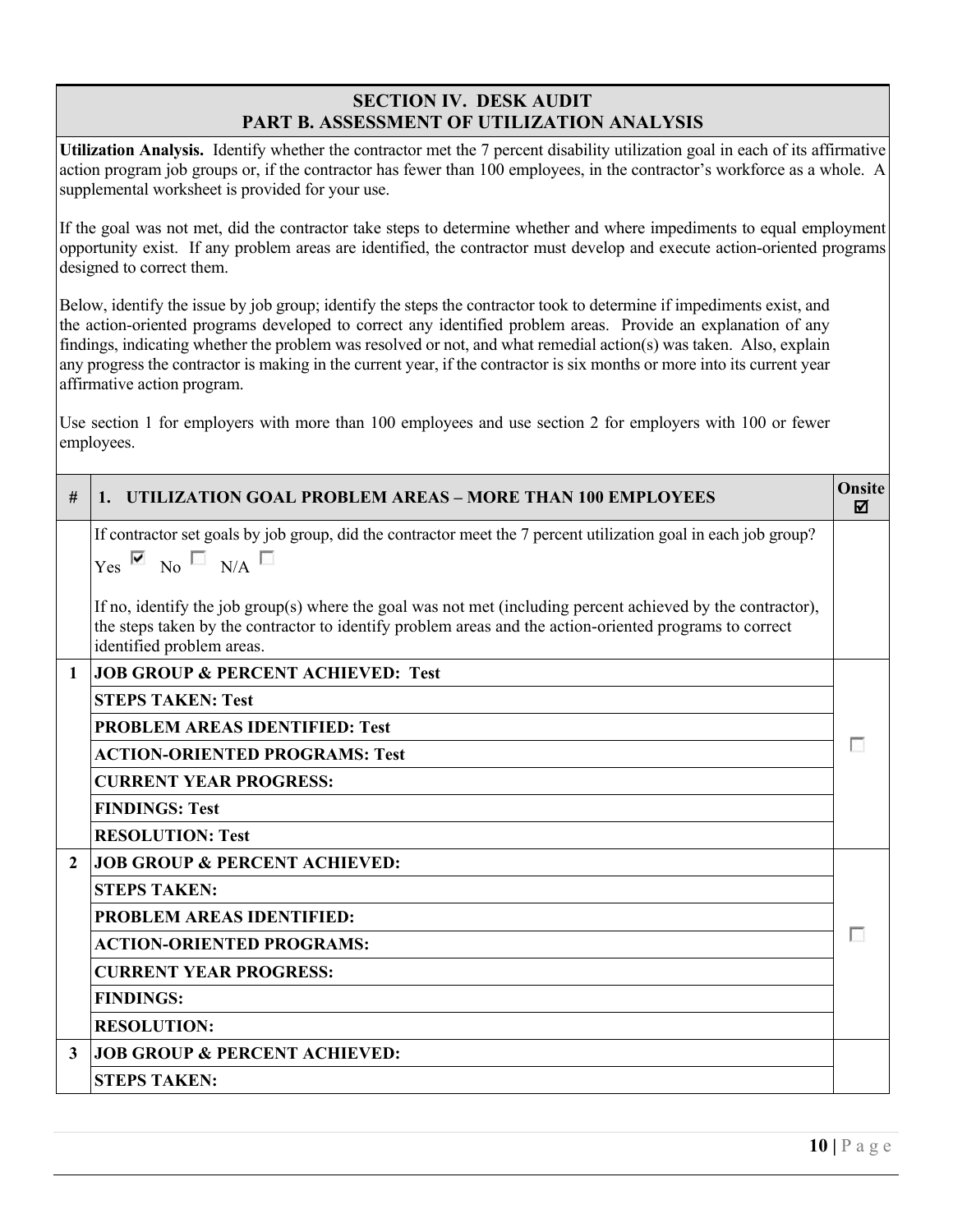## SECTION IV. DESK AUDIT
## PART B. ASSESSMENT OF UTILIZATION ANALYSIS

**Utilization Analysis.** Identify whether the contractor met the 7 percent disability utilization goal in each of its affirmative action program job groups or, if the contractor has fewer than 100 employees, in the contractor's workforce as a whole. A supplemental worksheet is provided for your use.

If the goal was not met, did the contractor take steps to determine whether and where impediments to equal employment opportunity exist. If any problem areas are identified, the contractor must develop and execute action-oriented programs designed to correct them.

Below, identify the issue by job group; identify the steps the contractor took to determine if impediments exist, and the action-oriented programs developed to correct any identified problem areas. Provide an explanation of any findings, indicating whether the problem was resolved or not, and what remedial action(s) was taken. Also, explain any progress the contractor is making in the current year, if the contractor is six months or more into its current year affirmative action program.

Use section 1 for employers with more than 100 employees and use section 2 for employers with 100 or fewer employees.

| # | 1. UTILIZATION GOAL PROBLEM AREAS – MORE THAN 100 EMPLOYEES | Onsite ☑ |
|---|---|---|
| | If contractor set goals by job group, did the contractor meet the 7 percent utilization goal in each job group? Yes ☑ No ☐ N/A ☐<br><br>If no, identify the job group(s) where the goal was not met (including percent achieved by the contractor), the steps taken by the contractor to identify problem areas and the action-oriented programs to correct identified problem areas. | |
| 1 | **JOB GROUP & PERCENT ACHIEVED: Test** | ☐ |
| | **STEPS TAKEN: Test** | |
| | **PROBLEM AREAS IDENTIFIED: Test** | |
| | **ACTION-ORIENTED PROGRAMS: Test** | |
| | **CURRENT YEAR PROGRESS:** | |
| | **FINDINGS: Test** | |
| | **RESOLUTION: Test** | |
| 2 | **JOB GROUP & PERCENT ACHIEVED:** | ☐ |
| | **STEPS TAKEN:** | |
| | **PROBLEM AREAS IDENTIFIED:** | |
| | **ACTION-ORIENTED PROGRAMS:** | |
| | **CURRENT YEAR PROGRESS:** | |
| | **FINDINGS:** | |
| | **RESOLUTION:** | |
| 3 | **JOB GROUP & PERCENT ACHIEVED:** | |
| | **STEPS TAKEN:** | |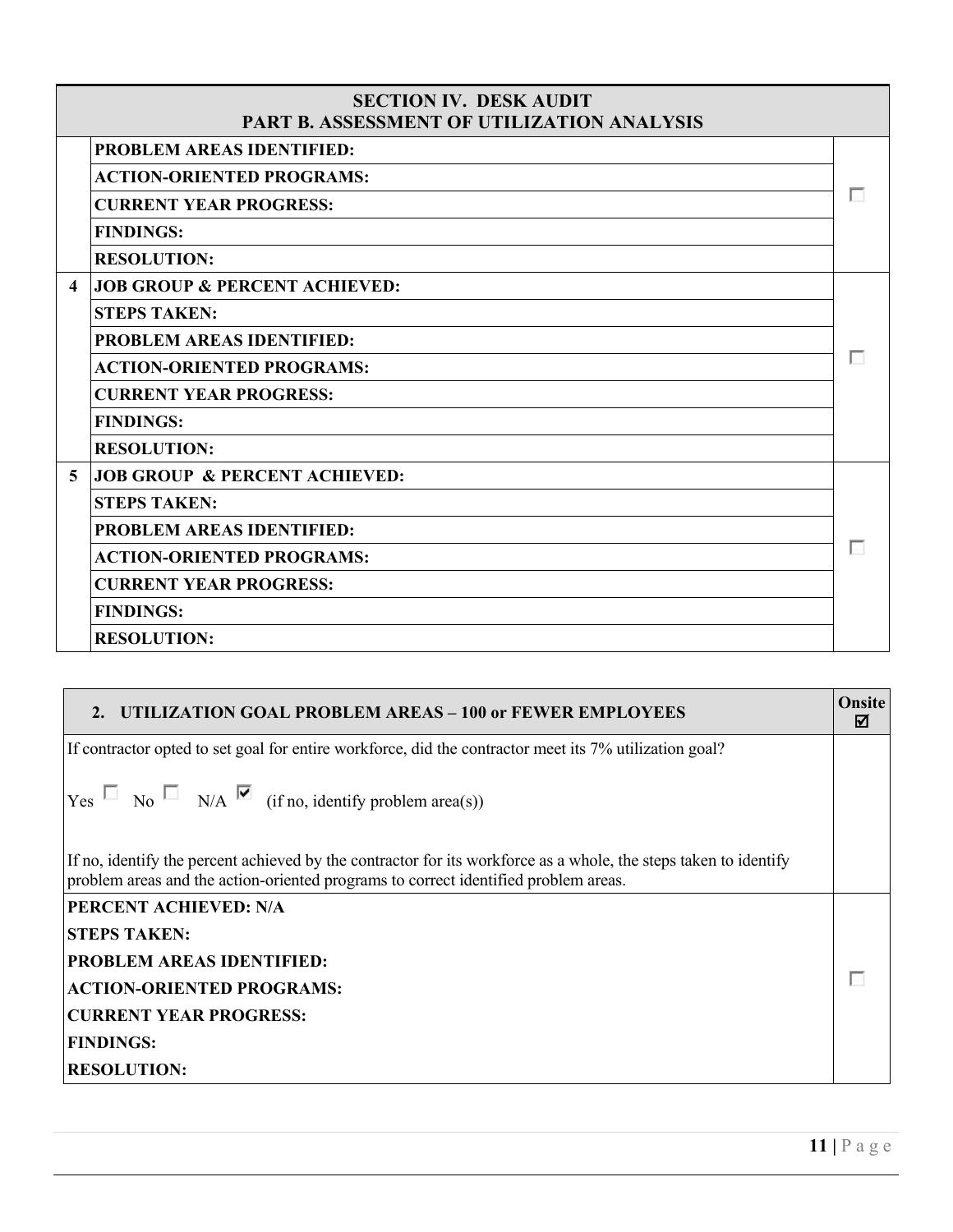| SECTION IV. DESK AUDIT<br>PART B. ASSESSMENT OF UTILIZATION ANALYSIS | | |
|---|---|---|
| | **PROBLEM AREAS IDENTIFIED:** | ☐ |
| | **ACTION-ORIENTED PROGRAMS:** | |
| | **CURRENT YEAR PROGRESS:** | |
| | **FINDINGS:** | |
| | **RESOLUTION:** | |
| **4** | **JOB GROUP & PERCENT ACHIEVED:** | ☐ |
| | **STEPS TAKEN:** | |
| | **PROBLEM AREAS IDENTIFIED:** | |
| | **ACTION-ORIENTED PROGRAMS:** | |
| | **CURRENT YEAR PROGRESS:** | |
| | **FINDINGS:** | |
| | **RESOLUTION:** | |
| **5** | **JOB GROUP & PERCENT ACHIEVED:** | ☐ |
| | **STEPS TAKEN:** | |
| | **PROBLEM AREAS IDENTIFIED:** | |
| | **ACTION-ORIENTED PROGRAMS:** | |
| | **CURRENT YEAR PROGRESS:** | |
| | **FINDINGS:** | |
| | **RESOLUTION:** | |

| 2. UTILIZATION GOAL PROBLEM AREAS – 100 or FEWER EMPLOYEES | Onsite ☑ |
|---|---|
| If contractor opted to set goal for entire workforce, did the contractor meet its 7% utilization goal?<br><br>Yes ☐ No ☐ N/A ☑ (if no, identify problem area(s))<br><br>If no, identify the percent achieved by the contractor for its workforce as a whole, the steps taken to identify problem areas and the action-oriented programs to correct identified problem areas. | |
| **PERCENT ACHIEVED: N/A**<br>**STEPS TAKEN:**<br>**PROBLEM AREAS IDENTIFIED:**<br>**ACTION-ORIENTED PROGRAMS:**<br>**CURRENT YEAR PROGRESS:**<br>**FINDINGS:**<br>**RESOLUTION:** | ☐ |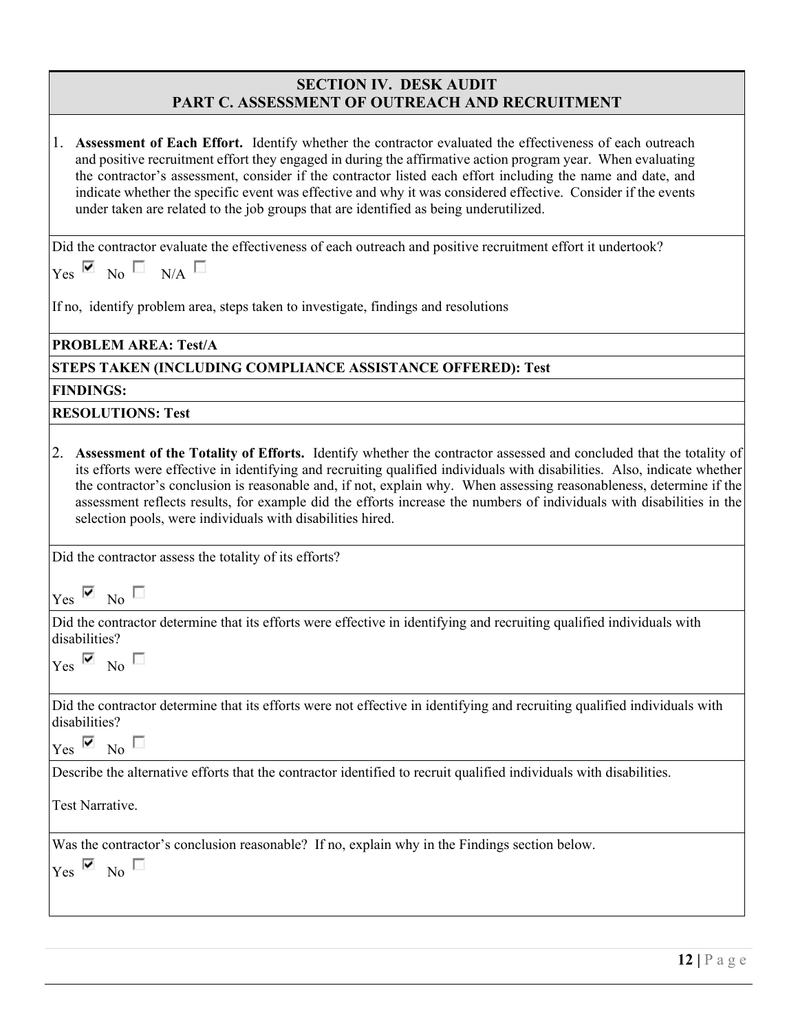## SECTION IV. DESK AUDIT
## PART C. ASSESSMENT OF OUTREACH AND RECRUITMENT

1. **Assessment of Each Effort.** Identify whether the contractor evaluated the effectiveness of each outreach and positive recruitment effort they engaged in during the affirmative action program year. When evaluating the contractor's assessment, consider if the contractor listed each effort including the name and date, and indicate whether the specific event was effective and why it was considered effective. Consider if the events under taken are related to the job groups that are identified as being underutilized.

Did the contractor evaluate the effectiveness of each outreach and positive recruitment effort it undertook?

Yes ☑ No ☐ N/A ☐

If no, identify problem area, steps taken to investigate, findings and resolutions

**PROBLEM AREA: Test/A**

**STEPS TAKEN (INCLUDING COMPLIANCE ASSISTANCE OFFERED): Test**

**FINDINGS:**

**RESOLUTIONS: Test**

2. **Assessment of the Totality of Efforts.** Identify whether the contractor assessed and concluded that the totality of its efforts were effective in identifying and recruiting qualified individuals with disabilities. Also, indicate whether the contractor's conclusion is reasonable and, if not, explain why. When assessing reasonableness, determine if the assessment reflects results, for example did the efforts increase the numbers of individuals with disabilities in the selection pools, were individuals with disabilities hired.

Did the contractor assess the totality of its efforts?

Yes ☑ No ☐

Did the contractor determine that its efforts were effective in identifying and recruiting qualified individuals with disabilities?

Yes ☑ No ☐

Did the contractor determine that its efforts were not effective in identifying and recruiting qualified individuals with disabilities?

Yes ☑ No ☐

Describe the alternative efforts that the contractor identified to recruit qualified individuals with disabilities.

Test Narrative.

Was the contractor's conclusion reasonable? If no, explain why in the Findings section below.

Yes ☑ No ☐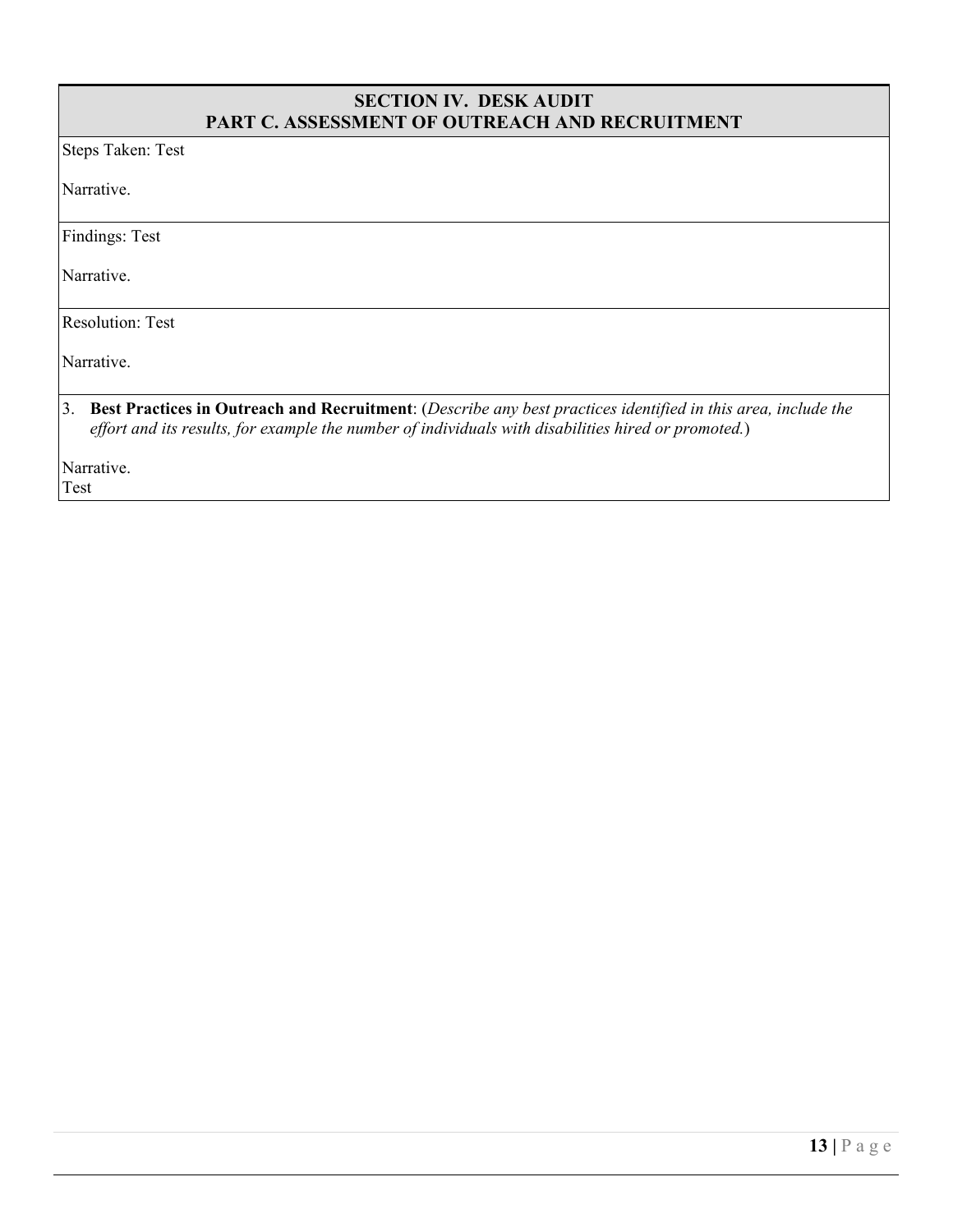## SECTION IV. DESK AUDIT
## PART C. ASSESSMENT OF OUTREACH AND RECRUITMENT

Steps Taken: Test

Narrative.

Findings: Test

Narrative.

Resolution: Test

Narrative.

3. **Best Practices in Outreach and Recruitment**: (*Describe any best practices identified in this area, include the effort and its results, for example the number of individuals with disabilities hired or promoted.*)

Narrative.
Test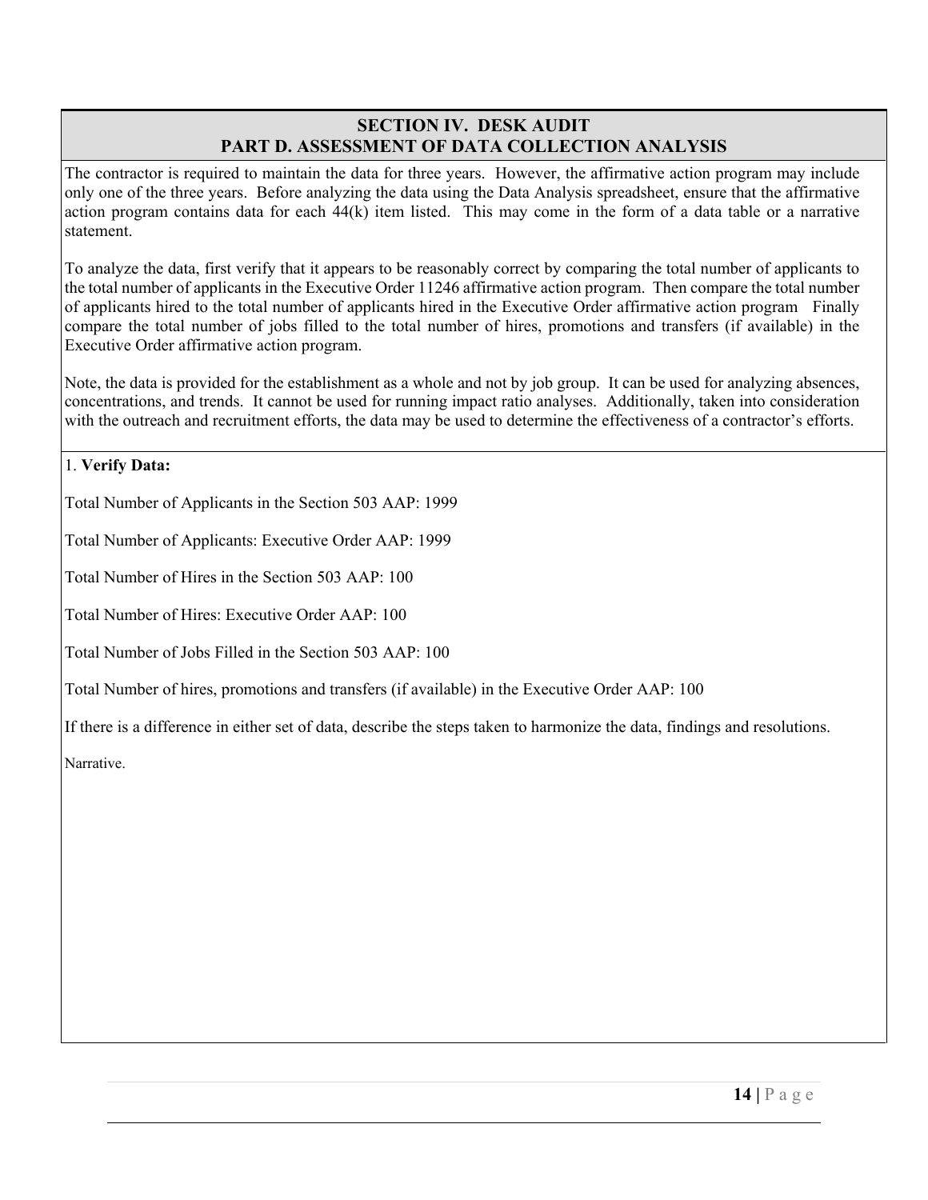## SECTION IV. DESK AUDIT
## PART D. ASSESSMENT OF DATA COLLECTION ANALYSIS

The contractor is required to maintain the data for three years. However, the affirmative action program may include only one of the three years. Before analyzing the data using the Data Analysis spreadsheet, ensure that the affirmative action program contains data for each 44(k) item listed. This may come in the form of a data table or a narrative statement.

To analyze the data, first verify that it appears to be reasonably correct by comparing the total number of applicants to the total number of applicants in the Executive Order 11246 affirmative action program. Then compare the total number of applicants hired to the total number of applicants hired in the Executive Order affirmative action program Finally compare the total number of jobs filled to the total number of hires, promotions and transfers (if available) in the Executive Order affirmative action program.

Note, the data is provided for the establishment as a whole and not by job group. It can be used for analyzing absences, concentrations, and trends. It cannot be used for running impact ratio analyses. Additionally, taken into consideration with the outreach and recruitment efforts, the data may be used to determine the effectiveness of a contractor's efforts.

1. **Verify Data:**

Total Number of Applicants in the Section 503 AAP: 1999

Total Number of Applicants: Executive Order AAP: 1999

Total Number of Hires in the Section 503 AAP: 100

Total Number of Hires: Executive Order AAP: 100

Total Number of Jobs Filled in the Section 503 AAP: 100

Total Number of hires, promotions and transfers (if available) in the Executive Order AAP: 100

If there is a difference in either set of data, describe the steps taken to harmonize the data, findings and resolutions.

Narrative.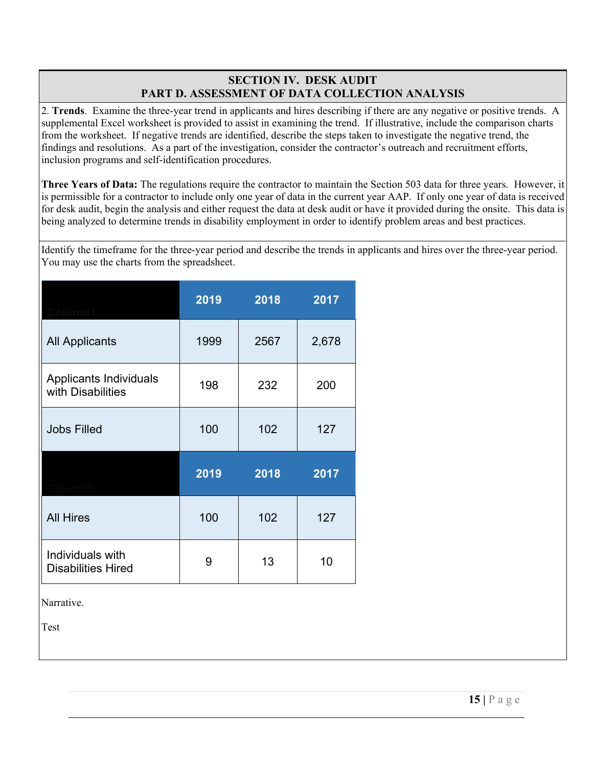## SECTION IV. DESK AUDIT
## PART D. ASSESSMENT OF DATA COLLECTION ANALYSIS

2. **Trends**. Examine the three-year trend in applicants and hires describing if there are any negative or positive trends. A supplemental Excel worksheet is provided to assist in examining the trend. If illustrative, include the comparison charts from the worksheet. If negative trends are identified, describe the steps taken to investigate the negative trend, the findings and resolutions. As a part of the investigation, consider the contractor's outreach and recruitment efforts, inclusion programs and self-identification procedures.

**Three Years of Data:** The regulations require the contractor to maintain the Section 503 data for three years. However, it is permissible for a contractor to include only one year of data in the current year AAP. If only one year of data is received for desk audit, begin the analysis and either request the data at desk audit or have it provided during the onsite. This data is being analyzed to determine trends in disability employment in order to identify problem areas and best practices.

Identify the timeframe for the three-year period and describe the trends in applicants and hires over the three-year period. You may use the charts from the spreadsheet.

| Column1 | 2019 | 2018 | 2017 |
|---|---|---|---|
| All Applicants | 1999 | 2567 | 2,678 |
| Applicants Individuals with Disabilities | 198 | 232 | 200 |
| Jobs Filled | 100 | 102 | 127 |

| Column1 | 2019 | 2018 | 2017 |
|---|---|---|---|
| All Hires | 100 | 102 | 127 |
| Individuals with Disabilities Hired | 9 | 13 | 10 |

Narrative.

Test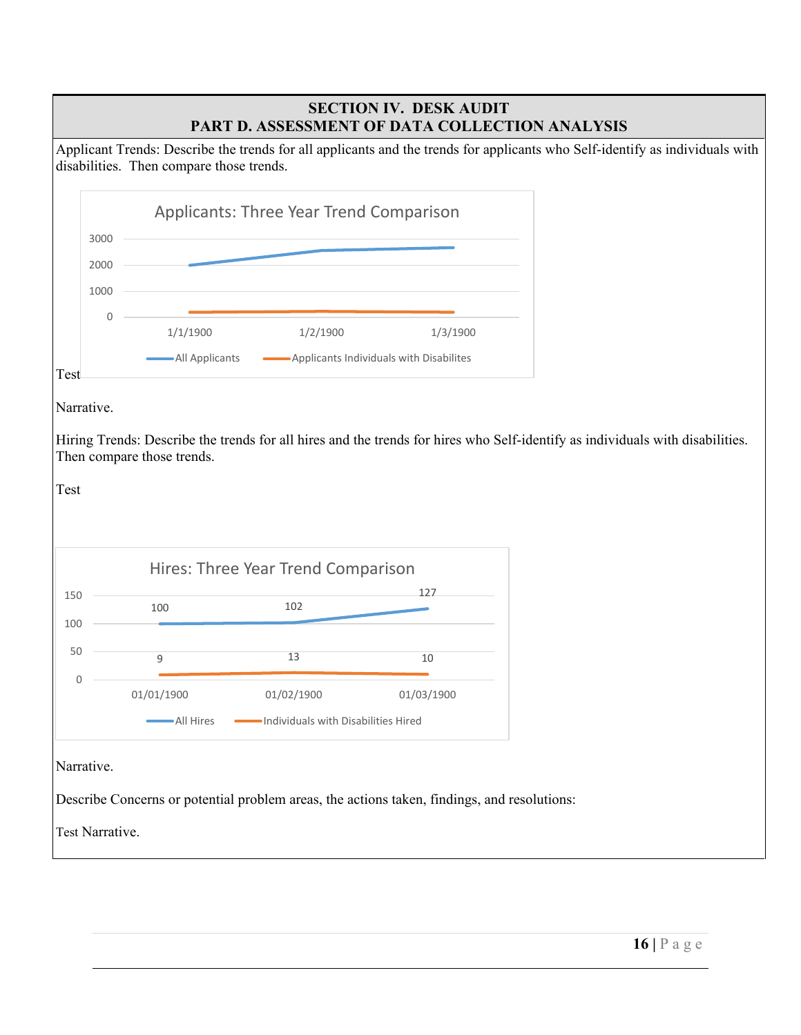## SECTION IV. DESK AUDIT
## PART D. ASSESSMENT OF DATA COLLECTION ANALYSIS

Applicant Trends: Describe the trends for all applicants and the trends for applicants who Self-identify as individuals with disabilities. Then compare those trends.

Applicants: Three Year Trend Comparison

3000
2000
1000
0

1/1/1900 1/2/1900 1/3/1900

All Applicants — Applicants Individuals with Disabilites

Test

Narrative.

Hiring Trends: Describe the trends for all hires and the trends for hires who Self-identify as individuals with disabilities. Then compare those trends.

Test

Hires: Three Year Trend Comparison

| | 01/01/1900 | 01/02/1900 | 01/03/1900 |
|---|---|---|---|
| All Hires | 100 | 102 | 127 |
| Individuals with Disabilities Hired | 9 | 13 | 10 |

Narrative.

Describe Concerns or potential problem areas, the actions taken, findings, and resolutions:

Test Narrative.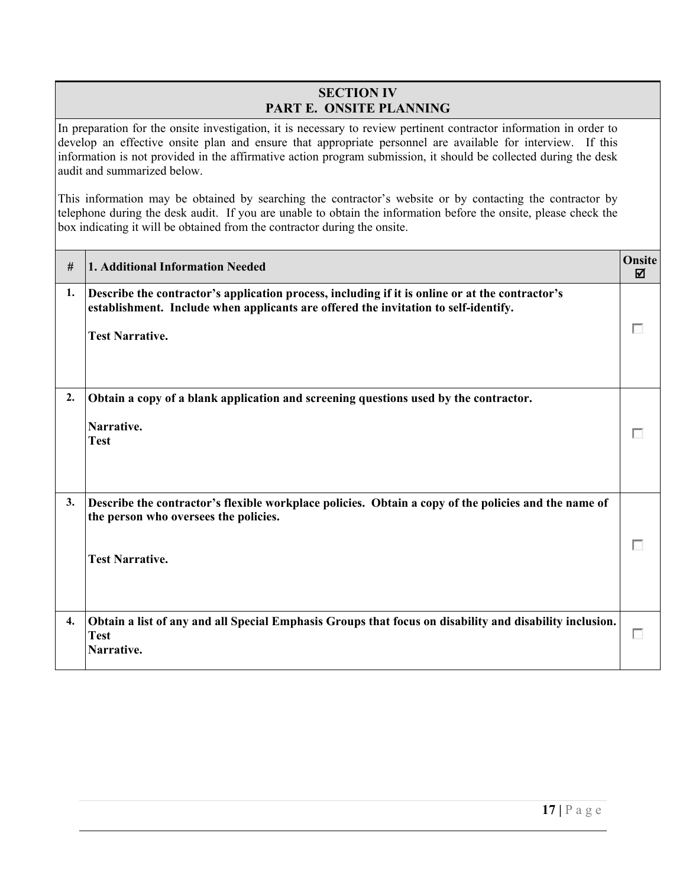## SECTION IV
## PART E. ONSITE PLANNING

In preparation for the onsite investigation, it is necessary to review pertinent contractor information in order to develop an effective onsite plan and ensure that appropriate personnel are available for interview. If this information is not provided in the affirmative action program submission, it should be collected during the desk audit and summarized below.

This information may be obtained by searching the contractor's website or by contacting the contractor by telephone during the desk audit. If you are unable to obtain the information before the onsite, please check the box indicating it will be obtained from the contractor during the onsite.

| # | 1. Additional Information Needed | Onsite ☑ |
|---|---|---|
| 1. | **Describe the contractor's application process, including if it is online or at the contractor's establishment. Include when applicants are offered the invitation to self-identify.**<br><br>**Test Narrative.** | ☐ |
| 2. | **Obtain a copy of a blank application and screening questions used by the contractor.**<br><br>**Narrative.**<br>**Test** | ☐ |
| 3. | **Describe the contractor's flexible workplace policies. Obtain a copy of the policies and the name of the person who oversees the policies.**<br><br>**Test Narrative.** | ☐ |
| 4. | **Obtain a list of any and all Special Emphasis Groups that focus on disability and disability inclusion.**<br>**Test**<br>**Narrative.** | ☐ |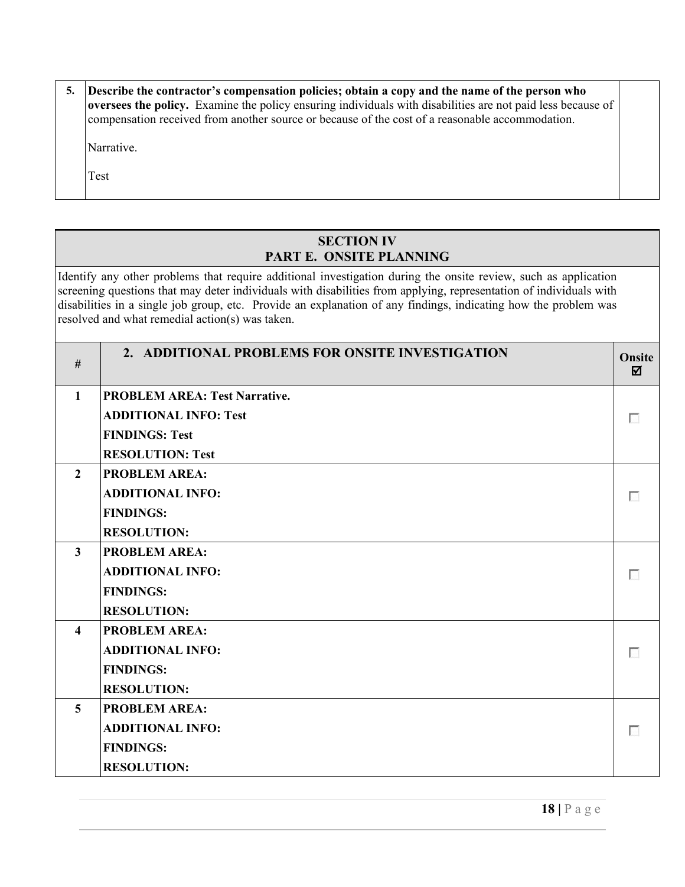| 5. | **Describe the contractor's compensation policies; obtain a copy and the name of the person who oversees the policy.** Examine the policy ensuring individuals with disabilities are not paid less because of compensation received from another source or because of the cost of a reasonable accommodation.<br><br>Narrative.<br><br>Test | |
|---|---|---|

## SECTION IV
## PART E. ONSITE PLANNING

Identify any other problems that require additional investigation during the onsite review, such as application screening questions that may deter individuals with disabilities from applying, representation of individuals with disabilities in a single job group, etc. Provide an explanation of any findings, indicating how the problem was resolved and what remedial action(s) was taken.

| # | 2. ADDITIONAL PROBLEMS FOR ONSITE INVESTIGATION | Onsite ☑ |
|---|---|---|
| 1 | **PROBLEM AREA: Test Narrative.**<br>**ADDITIONAL INFO: Test**<br>**FINDINGS: Test**<br>**RESOLUTION: Test** | ☐ |
| 2 | **PROBLEM AREA:**<br>**ADDITIONAL INFO:**<br>**FINDINGS:**<br>**RESOLUTION:** | ☐ |
| 3 | **PROBLEM AREA:**<br>**ADDITIONAL INFO:**<br>**FINDINGS:**<br>**RESOLUTION:** | ☐ |
| 4 | **PROBLEM AREA:**<br>**ADDITIONAL INFO:**<br>**FINDINGS:**<br>**RESOLUTION:** | ☐ |
| 5 | **PROBLEM AREA:**<br>**ADDITIONAL INFO:**<br>**FINDINGS:**<br>**RESOLUTION:** | ☐ |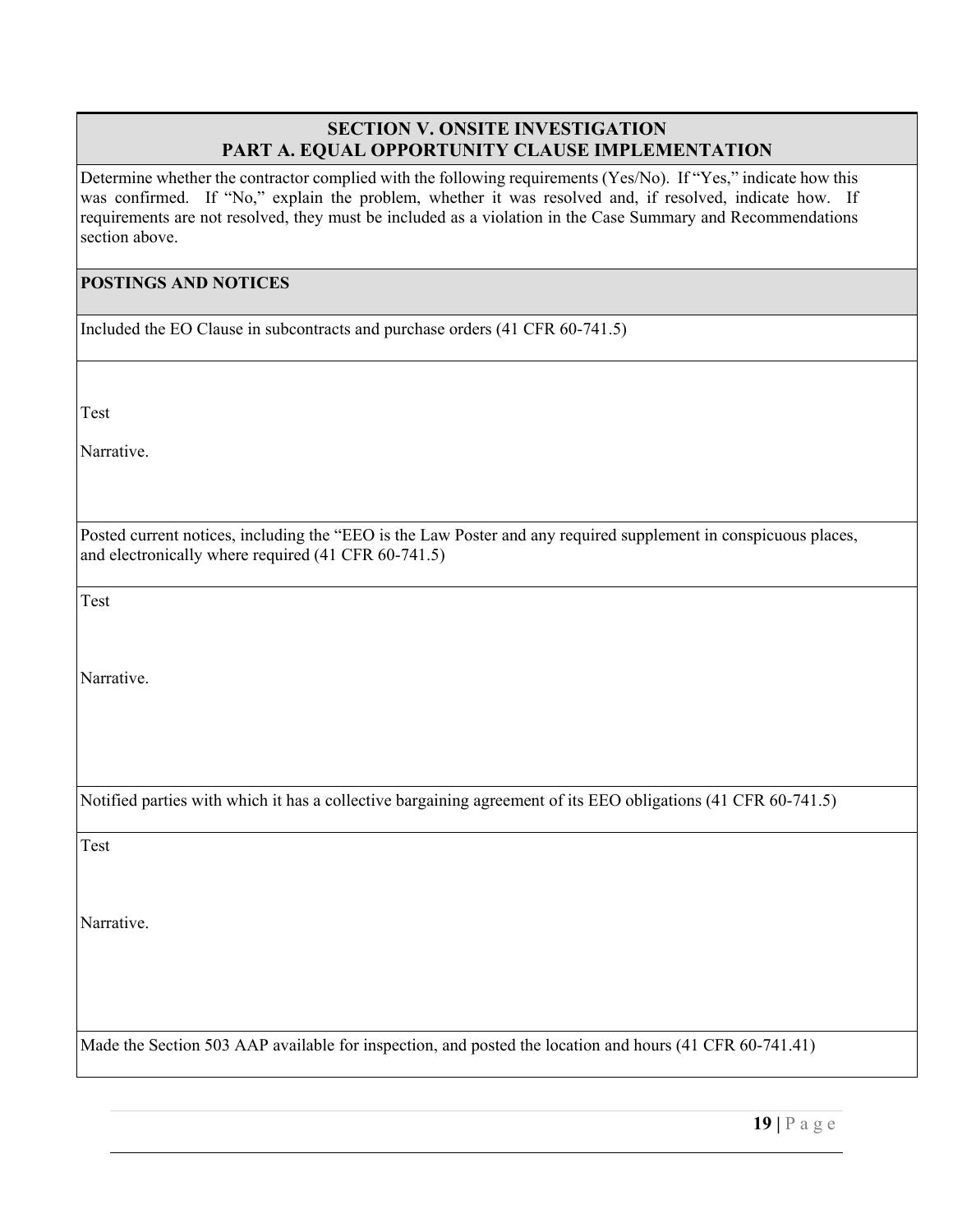## SECTION V. ONSITE INVESTIGATION
## PART A. EQUAL OPPORTUNITY CLAUSE IMPLEMENTATION

Determine whether the contractor complied with the following requirements (Yes/No). If "Yes," indicate how this was confirmed. If "No," explain the problem, whether it was resolved and, if resolved, indicate how. If requirements are not resolved, they must be included as a violation in the Case Summary and Recommendations section above.

**POSTINGS AND NOTICES**

Included the EO Clause in subcontracts and purchase orders (41 CFR 60-741.5)

Test

Narrative.

Posted current notices, including the "EEO is the Law Poster and any required supplement in conspicuous places, and electronically where required (41 CFR 60-741.5)

Test

Narrative.

Notified parties with which it has a collective bargaining agreement of its EEO obligations (41 CFR 60-741.5)

Test

Narrative.

Made the Section 503 AAP available for inspection, and posted the location and hours (41 CFR 60-741.41)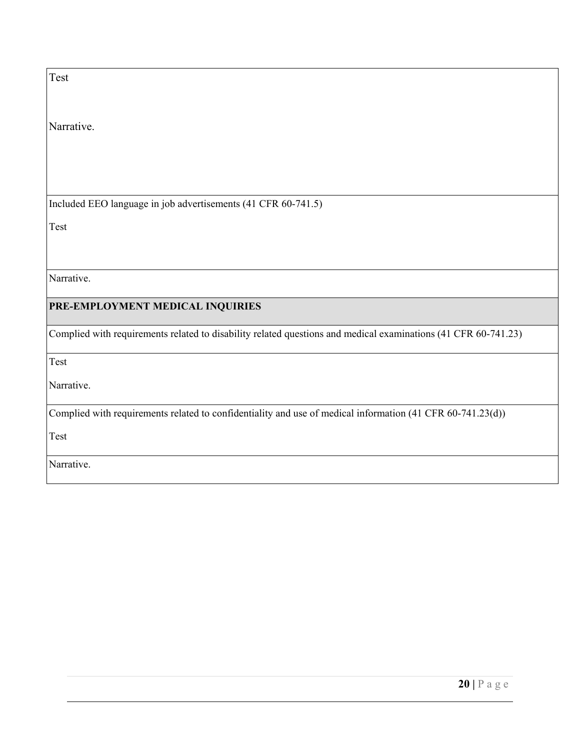| Test<br><br>Narrative. |
| --- |
| Included EEO language in job advertisements (41 CFR 60-741.5)<br><br>Test |
| Narrative. |
| **PRE-EMPLOYMENT MEDICAL INQUIRIES** |
| Complied with requirements related to disability related questions and medical examinations (41 CFR 60-741.23) |
| Test<br><br>Narrative. |
| Complied with requirements related to confidentiality and use of medical information (41 CFR 60-741.23(d))<br><br>Test |
| Narrative. |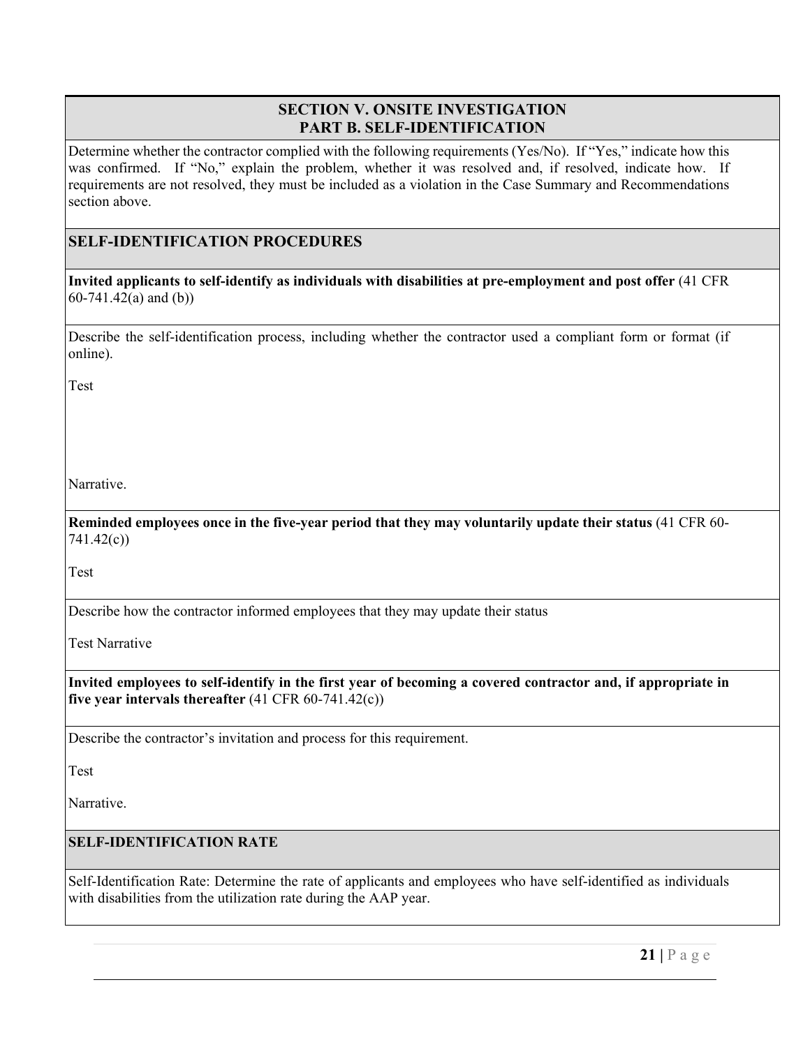## SECTION V. ONSITE INVESTIGATION
## PART B. SELF-IDENTIFICATION

Determine whether the contractor complied with the following requirements (Yes/No). If "Yes," indicate how this was confirmed. If "No," explain the problem, whether it was resolved and, if resolved, indicate how. If requirements are not resolved, they must be included as a violation in the Case Summary and Recommendations section above.

### SELF-IDENTIFICATION PROCEDURES

**Invited applicants to self-identify as individuals with disabilities at pre-employment and post offer** (41 CFR 60-741.42(a) and (b))

Describe the self-identification process, including whether the contractor used a compliant form or format (if online).

Test

Narrative.

**Reminded employees once in the five-year period that they may voluntarily update their status** (41 CFR 60-741.42(c))

Test

Describe how the contractor informed employees that they may update their status

Test Narrative

**Invited employees to self-identify in the first year of becoming a covered contractor and, if appropriate in five year intervals thereafter** (41 CFR 60-741.42(c))

Describe the contractor's invitation and process for this requirement.

Test

Narrative.

### SELF-IDENTIFICATION RATE

Self-Identification Rate: Determine the rate of applicants and employees who have self-identified as individuals with disabilities from the utilization rate during the AAP year.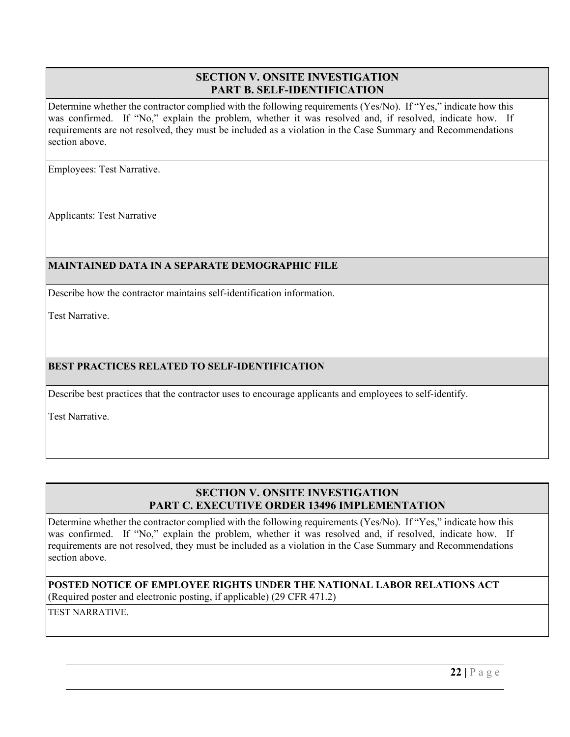## SECTION V. ONSITE INVESTIGATION
## PART B. SELF-IDENTIFICATION

Determine whether the contractor complied with the following requirements (Yes/No). If "Yes," indicate how this was confirmed. If "No," explain the problem, whether it was resolved and, if resolved, indicate how. If requirements are not resolved, they must be included as a violation in the Case Summary and Recommendations section above.

Employees: Test Narrative.

Applicants: Test Narrative

### MAINTAINED DATA IN A SEPARATE DEMOGRAPHIC FILE

Describe how the contractor maintains self-identification information.

Test Narrative.

### BEST PRACTICES RELATED TO SELF-IDENTIFICATION

Describe best practices that the contractor uses to encourage applicants and employees to self-identify.

Test Narrative.

## SECTION V. ONSITE INVESTIGATION
## PART C. EXECUTIVE ORDER 13496 IMPLEMENTATION

Determine whether the contractor complied with the following requirements (Yes/No). If "Yes," indicate how this was confirmed. If "No," explain the problem, whether it was resolved and, if resolved, indicate how. If requirements are not resolved, they must be included as a violation in the Case Summary and Recommendations section above.

**POSTED NOTICE OF EMPLOYEE RIGHTS UNDER THE NATIONAL LABOR RELATIONS ACT**
(Required poster and electronic posting, if applicable) (29 CFR 471.2)

TEST NARRATIVE.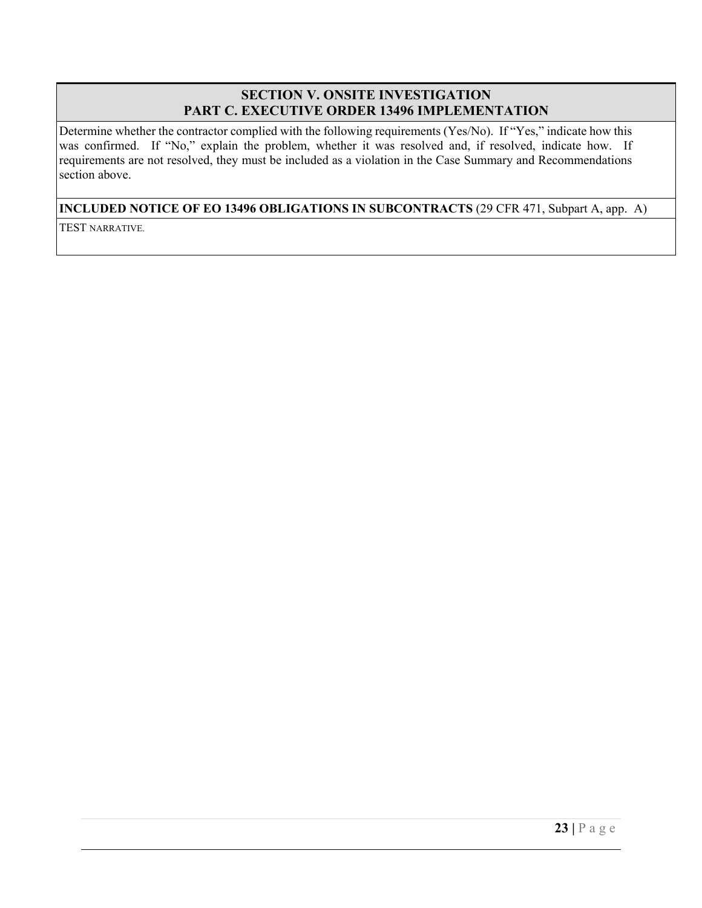## SECTION V. ONSITE INVESTIGATION
## PART C. EXECUTIVE ORDER 13496 IMPLEMENTATION

Determine whether the contractor complied with the following requirements (Yes/No). If "Yes," indicate how this was confirmed. If "No," explain the problem, whether it was resolved and, if resolved, indicate how. If requirements are not resolved, they must be included as a violation in the Case Summary and Recommendations section above.

**INCLUDED NOTICE OF EO 13496 OBLIGATIONS IN SUBCONTRACTS** (29 CFR 471, Subpart A, app. A)

TEST NARRATIVE.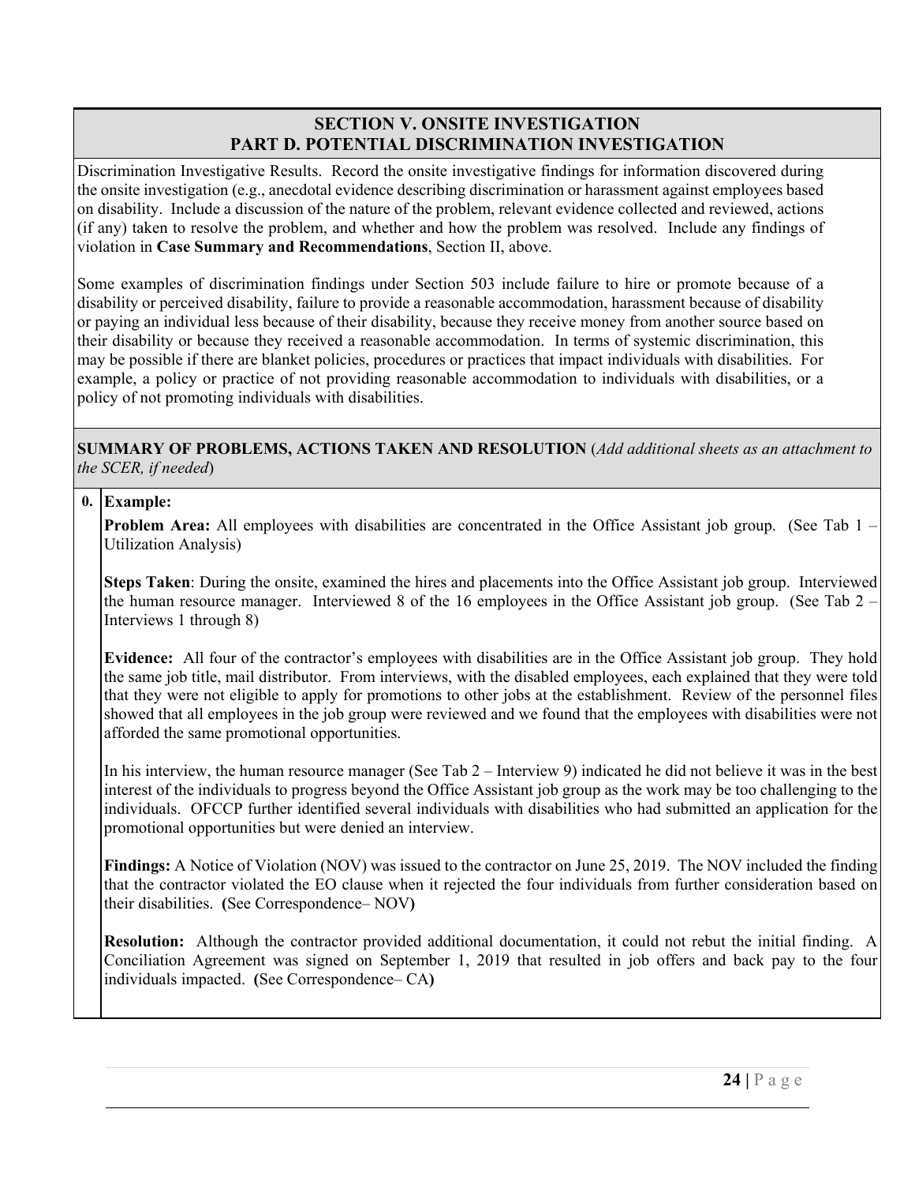## SECTION V. ONSITE INVESTIGATION
## PART D. POTENTIAL DISCRIMINATION INVESTIGATION

Discrimination Investigative Results. Record the onsite investigative findings for information discovered during the onsite investigation (e.g., anecdotal evidence describing discrimination or harassment against employees based on disability. Include a discussion of the nature of the problem, relevant evidence collected and reviewed, actions (if any) taken to resolve the problem, and whether and how the problem was resolved. Include any findings of violation in **Case Summary and Recommendations**, Section II, above.

Some examples of discrimination findings under Section 503 include failure to hire or promote because of a disability or perceived disability, failure to provide a reasonable accommodation, harassment because of disability or paying an individual less because of their disability, because they receive money from another source based on their disability or because they received a reasonable accommodation. In terms of systemic discrimination, this may be possible if there are blanket policies, procedures or practices that impact individuals with disabilities. For example, a policy or practice of not providing reasonable accommodation to individuals with disabilities, or a policy of not promoting individuals with disabilities.

**SUMMARY OF PROBLEMS, ACTIONS TAKEN AND RESOLUTION** (*Add additional sheets as an attachment to the SCER, if needed*)

**0. Example:**

**Problem Area:** All employees with disabilities are concentrated in the Office Assistant job group. (See Tab 1 – Utilization Analysis)

**Steps Taken**: During the onsite, examined the hires and placements into the Office Assistant job group. Interviewed the human resource manager. Interviewed 8 of the 16 employees in the Office Assistant job group. (See Tab 2 – Interviews 1 through 8)

**Evidence:** All four of the contractor's employees with disabilities are in the Office Assistant job group. They hold the same job title, mail distributor. From interviews, with the disabled employees, each explained that they were told that they were not eligible to apply for promotions to other jobs at the establishment. Review of the personnel files showed that all employees in the job group were reviewed and we found that the employees with disabilities were not afforded the same promotional opportunities.

In his interview, the human resource manager (See Tab 2 – Interview 9) indicated he did not believe it was in the best interest of the individuals to progress beyond the Office Assistant job group as the work may be too challenging to the individuals. OFCCP further identified several individuals with disabilities who had submitted an application for the promotional opportunities but were denied an interview.

**Findings:** A Notice of Violation (NOV) was issued to the contractor on June 25, 2019. The NOV included the finding that the contractor violated the EO clause when it rejected the four individuals from further consideration based on their disabilities. **(**See Correspondence– NOV**)**

**Resolution:** Although the contractor provided additional documentation, it could not rebut the initial finding. A Conciliation Agreement was signed on September 1, 2019 that resulted in job offers and back pay to the four individuals impacted. **(**See Correspondence– CA**)**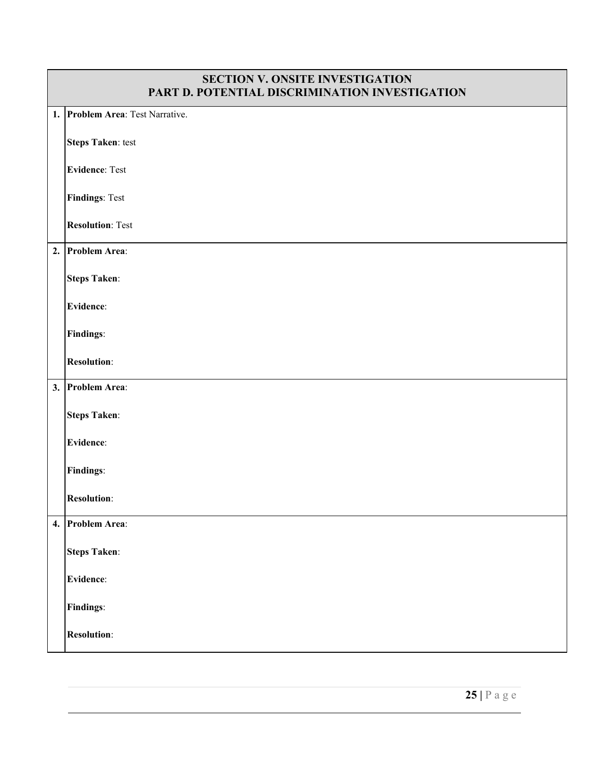## SECTION V. ONSITE INVESTIGATION
## PART D. POTENTIAL DISCRIMINATION INVESTIGATION

| | |
|---|---|
| **1.** | **Problem Area**: Test Narrative.<br><br>**Steps Taken**: test<br><br>**Evidence**: Test<br><br>**Findings**: Test<br><br>**Resolution**: Test |
| **2.** | **Problem Area**:<br><br>**Steps Taken**:<br><br>**Evidence**:<br><br>**Findings**:<br><br>**Resolution**: |
| **3.** | **Problem Area**:<br><br>**Steps Taken**:<br><br>**Evidence**:<br><br>**Findings**:<br><br>**Resolution**: |
| **4.** | **Problem Area**:<br><br>**Steps Taken**:<br><br>**Evidence**:<br><br>**Findings**:<br><br>**Resolution**: |